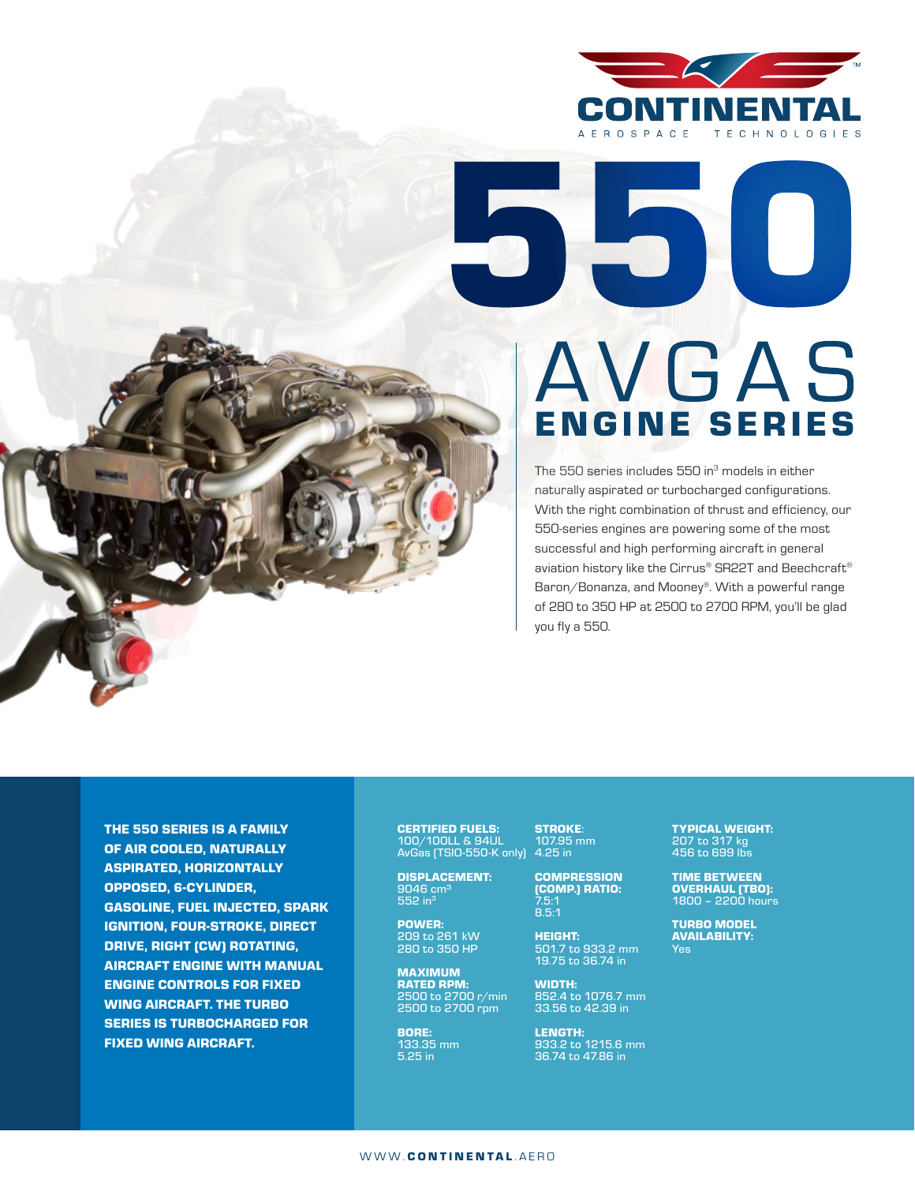CONTINENTAL

AEROSPACE TECHNOLOGIES

# 550 AVGAS ENGINE SERIES

The 550 series includes 550 in$^3$ models in either naturally aspirated or turbocharged configurations. With the right combination of thrust and efficiency, our 550-series engines are powering some of the most successful and high performing aircraft in general aviation history like the Cirrus® SR22T and Beechcraft® Baron/Bonanza, and Mooney®. With a powerful range of 280 to 350 HP at 2500 to 2700 RPM, you'll be glad you fly a 550.

**THE 550 SERIES IS A FAMILY OF AIR COOLED, NATURALLY ASPIRATED, HORIZONTALLY OPPOSED, 6-CYLINDER, GASOLINE, FUEL INJECTED, SPARK IGNITION, FOUR-STROKE, DIRECT DRIVE, RIGHT (CW) ROTATING, AIRCRAFT ENGINE WITH MANUAL ENGINE CONTROLS FOR FIXED WING AIRCRAFT. THE TURBO SERIES IS TURBOCHARGED FOR FIXED WING AIRCRAFT.**

**CERTIFIED FUELS:**
100/100LL & 94UL
AvGas (TSIO-550-K only)

**DISPLACEMENT:**
9046 cm$^3$
552 in$^3$

**POWER:**
209 to 261 kW
280 to 350 HP

**MAXIMUM RATED RPM:**
2500 to 2700 r/min
2500 to 2700 rpm

**BORE:**
133.35 mm
5.25 in

**STROKE:**
107.95 mm
4.25 in

**COMPRESSION (COMP.) RATIO:**
7.5:1
8.5:1

**HEIGHT:**
501.7 to 933.2 mm
19.75 to 36.74 in

**WIDTH:**
852.4 to 1076.7 mm
33.56 to 42.39 in

**LENGTH:**
933.2 to 1215.6 mm
36.74 to 47.86 in

**TYPICAL WEIGHT:**
207 to 317 kg
456 to 699 lbs

**TIME BETWEEN OVERHAUL (TBO):**
1800 – 2200 hours

**TURBO MODEL AVAILABILITY:**
Yes

WWW.CONTINENTAL.AERO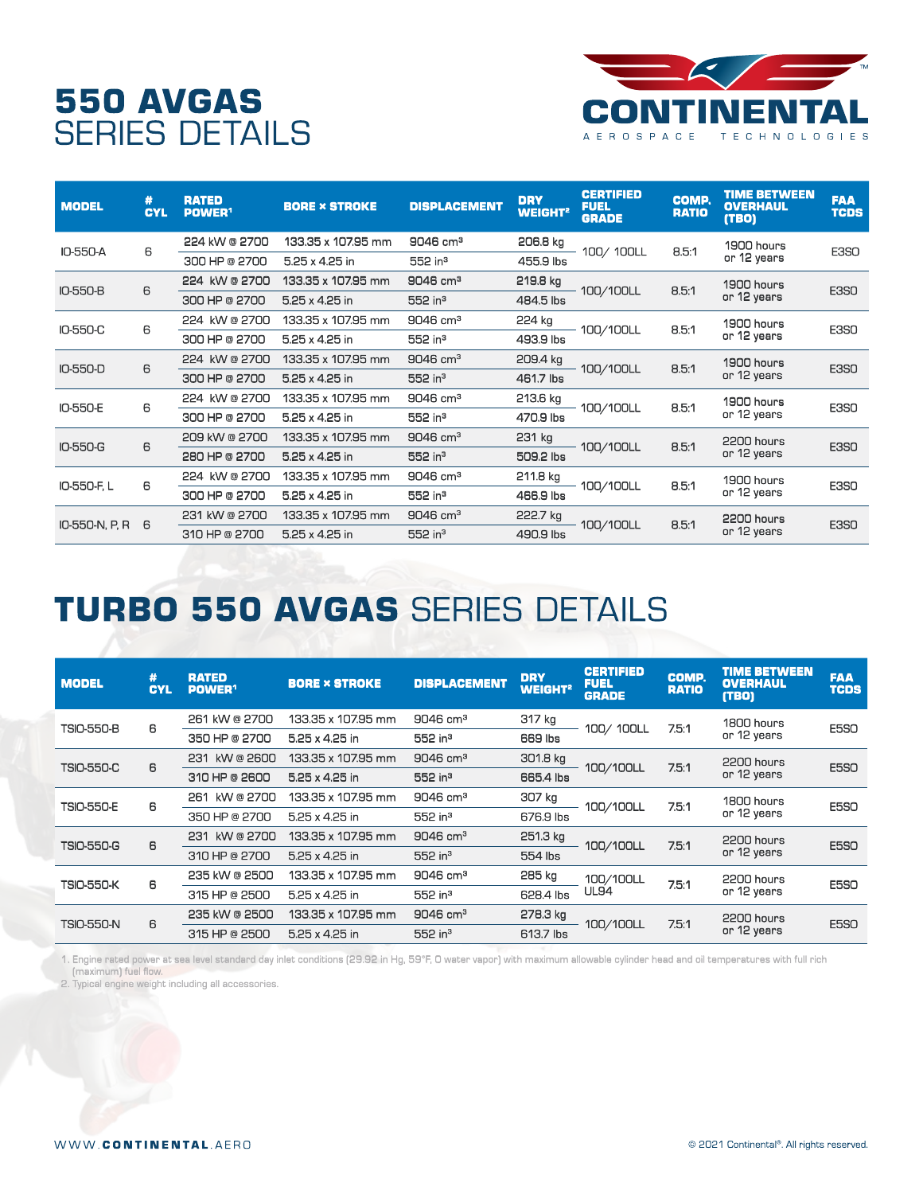# 550 AVGAS SERIES DETAILS

**CONTINENTAL** AEROSPACE TECHNOLOGIES

| MODEL | # CYL | RATED POWER[1] | BORE × STROKE | DISPLACEMENT | DRY WEIGHT[2] | CERTIFIED FUEL GRADE | COMP. RATIO | TIME BETWEEN OVERHAUL (TBO) | FAA TCDS |
|---|---|---|---|---|---|---|---|---|---|
| IO-550-A | 6 | 224 kW @ 2700 | 133.35 x 107.95 mm | 9046 cm³ | 206.8 kg | 100/ 100LL | 8.5:1 | 1900 hours or 12 years | E3SO |
| | | 300 HP @ 2700 | 5.25 x 4.25 in | 552 in³ | 455.9 lbs | | | | |
| IO-550-B | 6 | 224 kW @ 2700 | 133.35 x 107.95 mm | 9046 cm³ | 219.8 kg | 100/100LL | 8.5:1 | 1900 hours or 12 years | E3SO |
| | | 300 HP @ 2700 | 5.25 x 4.25 in | 552 in³ | 484.5 lbs | | | | |
| IO-550-C | 6 | 224 kW @ 2700 | 133.35 x 107.95 mm | 9046 cm³ | 224 kg | 100/100LL | 8.5:1 | 1900 hours or 12 years | E3SO |
| | | 300 HP @ 2700 | 5.25 x 4.25 in | 552 in³ | 493.9 lbs | | | | |
| IO-550-D | 6 | 224 kW @ 2700 | 133.35 x 107.95 mm | 9046 cm³ | 209.4 kg | 100/100LL | 8.5:1 | 1900 hours or 12 years | E3SO |
| | | 300 HP @ 2700 | 5.25 x 4.25 in | 552 in³ | 461.7 lbs | | | | |
| IO-550-E | 6 | 224 kW @ 2700 | 133.35 x 107.95 mm | 9046 cm³ | 213.6 kg | 100/100LL | 8.5:1 | 1900 hours or 12 years | E3SO |
| | | 300 HP @ 2700 | 5.25 x 4.25 in | 552 in³ | 470.9 lbs | | | | |
| IO-550-G | 6 | 209 kW @ 2700 | 133.35 x 107.95 mm | 9046 cm³ | 231 kg | 100/100LL | 8.5:1 | 2200 hours or 12 years | E3SO |
| | | 280 HP @ 2700 | 5.25 x 4.25 in | 552 in³ | 509.2 lbs | | | | |
| IO-550-F, L | 6 | 224 kW @ 2700 | 133.35 x 107.95 mm | 9046 cm³ | 211.8 kg | 100/100LL | 8.5:1 | 1900 hours or 12 years | E3SO |
| | | 300 HP @ 2700 | 5.25 x 4.25 in | 552 in³ | 466.9 lbs | | | | |
| IO-550-N, P, R | 6 | 231 kW @ 2700 | 133.35 x 107.95 mm | 9046 cm³ | 222.7 kg | 100/100LL | 8.5:1 | 2200 hours or 12 years | E3SO |
| | | 310 HP @ 2700 | 5.25 x 4.25 in | 552 in³ | 490.9 lbs | | | | |

# TURBO 550 AVGAS SERIES DETAILS

| MODEL | # CYL | RATED POWER[1] | BORE × STROKE | DISPLACEMENT | DRY WEIGHT[2] | CERTIFIED FUEL GRADE | COMP. RATIO | TIME BETWEEN OVERHAUL (TBO) | FAA TCDS |
|---|---|---|---|---|---|---|---|---|---|
| TSIO-550-B | 6 | 261 kW @ 2700 | 133.35 x 107.95 mm | 9046 cm³ | 317 kg | 100/ 100LL | 7.5:1 | 1800 hours or 12 years | E5SO |
| | | 350 HP @ 2700 | 5.25 x 4.25 in | 552 in³ | 669 lbs | | | | |
| TSIO-550-C | 6 | 231 kW @ 2600 | 133.35 x 107.95 mm | 9046 cm³ | 301.8 kg | 100/100LL | 7.5:1 | 2200 hours or 12 years | E5SO |
| | | 310 HP @ 2600 | 5.25 x 4.25 in | 552 in³ | 665.4 lbs | | | | |
| TSIO-550-E | 6 | 261 kW @ 2700 | 133.35 x 107.95 mm | 9046 cm³ | 307 kg | 100/100LL | 7.5:1 | 1800 hours or 12 years | E5SO |
| | | 350 HP @ 2700 | 5.25 x 4.25 in | 552 in³ | 676.9 lbs | | | | |
| TSIO-550-G | 6 | 231 kW @ 2700 | 133.35 x 107.95 mm | 9046 cm³ | 251.3 kg | 100/100LL | 7.5:1 | 2200 hours or 12 years | E5SO |
| | | 310 HP @ 2700 | 5.25 x 4.25 in | 552 in³ | 554 lbs | | | | |
| TSIO-550-K | 6 | 235 kW @ 2500 | 133.35 x 107.95 mm | 9046 cm³ | 285 kg | 100/100LL UL94 | 7.5:1 | 2200 hours or 12 years | E5SO |
| | | 315 HP @ 2500 | 5.25 x 4.25 in | 552 in³ | 628.4 lbs | | | | |
| TSIO-550-N | 6 | 235 kW @ 2500 | 133.35 x 107.95 mm | 9046 cm³ | 278.3 kg | 100/100LL | 7.5:1 | 2200 hours or 12 years | E5SO |
| | | 315 HP @ 2500 | 5.25 x 4.25 in | 552 in³ | 613.7 lbs | | | | |

1. Engine rated power at sea level standard day inlet conditions (29.92 in Hg, 59°F, 0 water vapor) with maximum allowable cylinder head and oil temperatures with full rich (maximum) fuel flow.
2. Typical engine weight including all accessories.

WWW.**CONTINENTAL**.AERO

© 2021 Continental®. All rights reserved.